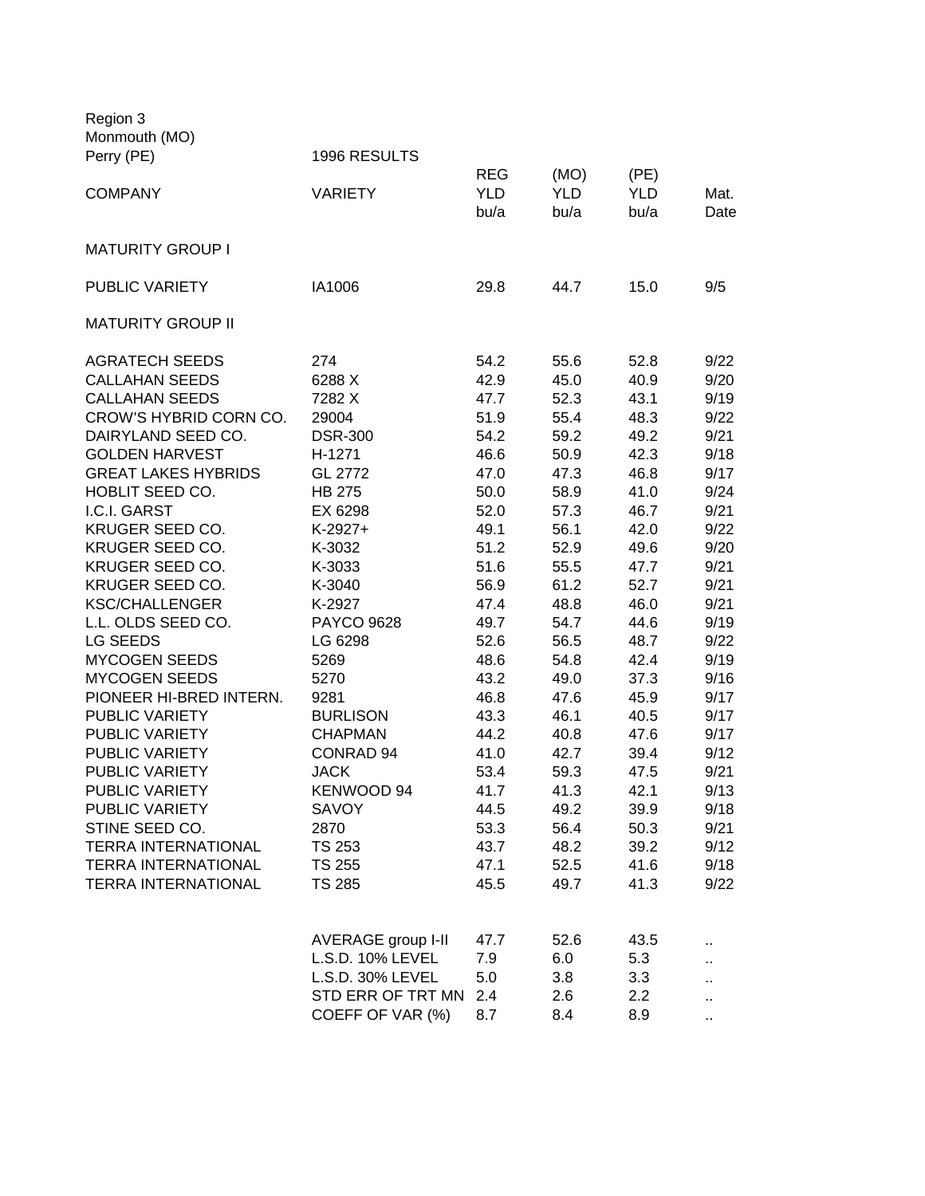Region 3
Monmouth (MO)
Perry (PE)

1996 RESULTS

| COMPANY | VARIETY | REG YLD bu/a | (MO) YLD bu/a | (PE) YLD bu/a | Mat. Date |
|---|---|---|---|---|---|
| MATURITY GROUP I | | | | | |
| PUBLIC VARIETY | IA1006 | 29.8 | 44.7 | 15.0 | 9/5 |
| MATURITY GROUP II | | | | | |
| AGRATECH SEEDS | 274 | 54.2 | 55.6 | 52.8 | 9/22 |
| CALLAHAN SEEDS | 6288 X | 42.9 | 45.0 | 40.9 | 9/20 |
| CALLAHAN SEEDS | 7282 X | 47.7 | 52.3 | 43.1 | 9/19 |
| CROW'S HYBRID CORN CO. | 29004 | 51.9 | 55.4 | 48.3 | 9/22 |
| DAIRYLAND SEED CO. | DSR-300 | 54.2 | 59.2 | 49.2 | 9/21 |
| GOLDEN HARVEST | H-1271 | 46.6 | 50.9 | 42.3 | 9/18 |
| GREAT LAKES HYBRIDS | GL 2772 | 47.0 | 47.3 | 46.8 | 9/17 |
| HOBLIT SEED CO. | HB 275 | 50.0 | 58.9 | 41.0 | 9/24 |
| I.C.I. GARST | EX 6298 | 52.0 | 57.3 | 46.7 | 9/21 |
| KRUGER SEED CO. | K-2927+ | 49.1 | 56.1 | 42.0 | 9/22 |
| KRUGER SEED CO. | K-3032 | 51.2 | 52.9 | 49.6 | 9/20 |
| KRUGER SEED CO. | K-3033 | 51.6 | 55.5 | 47.7 | 9/21 |
| KRUGER SEED CO. | K-3040 | 56.9 | 61.2 | 52.7 | 9/21 |
| KSC/CHALLENGER | K-2927 | 47.4 | 48.8 | 46.0 | 9/21 |
| L.L. OLDS SEED CO. | PAYCO 9628 | 49.7 | 54.7 | 44.6 | 9/19 |
| LG SEEDS | LG 6298 | 52.6 | 56.5 | 48.7 | 9/22 |
| MYCOGEN SEEDS | 5269 | 48.6 | 54.8 | 42.4 | 9/19 |
| MYCOGEN SEEDS | 5270 | 43.2 | 49.0 | 37.3 | 9/16 |
| PIONEER HI-BRED INTERN. | 9281 | 46.8 | 47.6 | 45.9 | 9/17 |
| PUBLIC VARIETY | BURLISON | 43.3 | 46.1 | 40.5 | 9/17 |
| PUBLIC VARIETY | CHAPMAN | 44.2 | 40.8 | 47.6 | 9/17 |
| PUBLIC VARIETY | CONRAD 94 | 41.0 | 42.7 | 39.4 | 9/12 |
| PUBLIC VARIETY | JACK | 53.4 | 59.3 | 47.5 | 9/21 |
| PUBLIC VARIETY | KENWOOD 94 | 41.7 | 41.3 | 42.1 | 9/13 |
| PUBLIC VARIETY | SAVOY | 44.5 | 49.2 | 39.9 | 9/18 |
| STINE SEED CO. | 2870 | 53.3 | 56.4 | 50.3 | 9/21 |
| TERRA INTERNATIONAL | TS 253 | 43.7 | 48.2 | 39.2 | 9/12 |
| TERRA INTERNATIONAL | TS 255 | 47.1 | 52.5 | 41.6 | 9/18 |
| TERRA INTERNATIONAL | TS 285 | 45.5 | 49.7 | 41.3 | 9/22 |
| | AVERAGE group I-II | 47.7 | 52.6 | 43.5 | .. |
| | L.S.D. 10% LEVEL | 7.9 | 6.0 | 5.3 | .. |
| | L.S.D. 30% LEVEL | 5.0 | 3.8 | 3.3 | .. |
| | STD ERR OF TRT MN | 2.4 | 2.6 | 2.2 | .. |
| | COEFF OF VAR (%) | 8.7 | 8.4 | 8.9 | .. |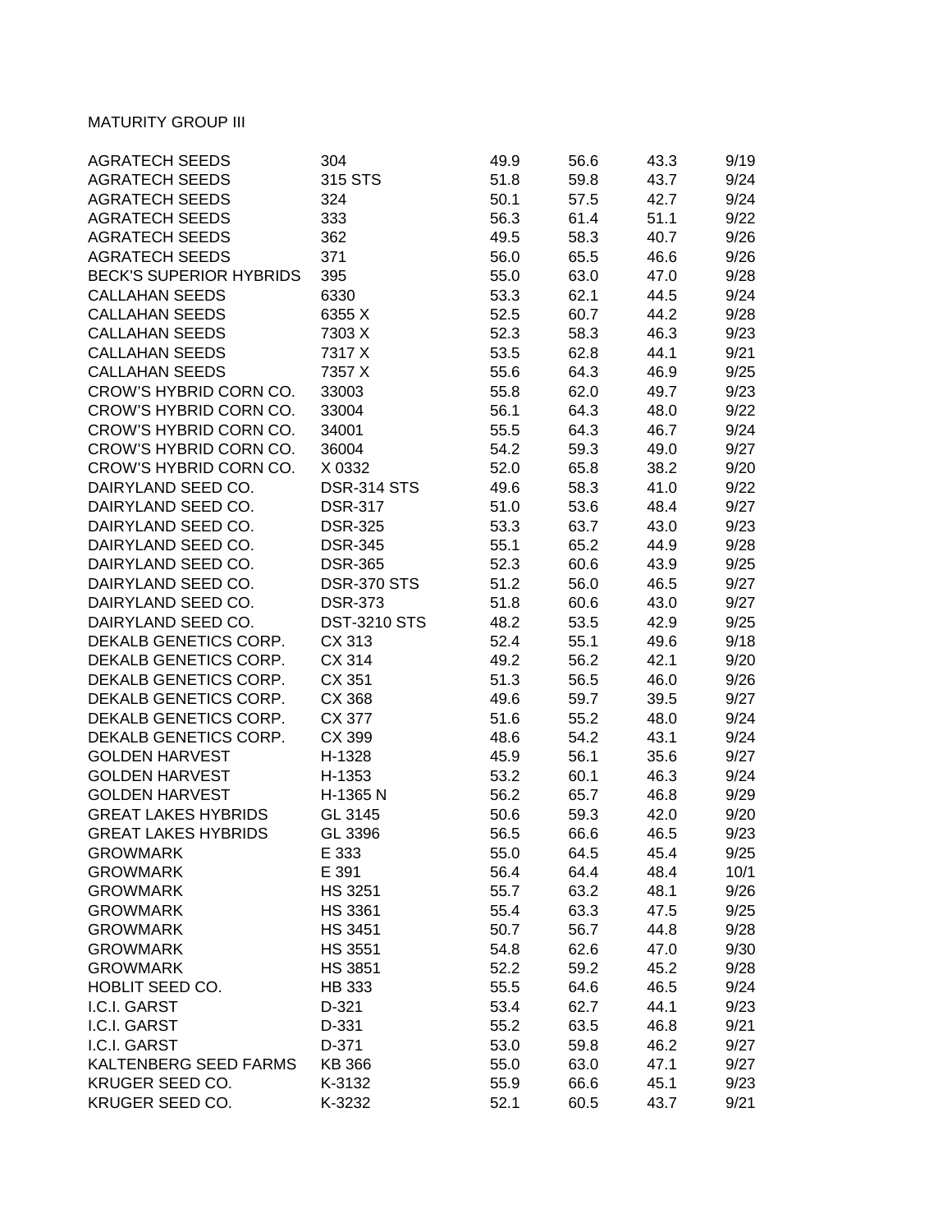MATURITY GROUP III

| | | | | | |
|---|---|---|---|---|---|
| AGRATECH SEEDS | 304 | 49.9 | 56.6 | 43.3 | 9/19 |
| AGRATECH SEEDS | 315 STS | 51.8 | 59.8 | 43.7 | 9/24 |
| AGRATECH SEEDS | 324 | 50.1 | 57.5 | 42.7 | 9/24 |
| AGRATECH SEEDS | 333 | 56.3 | 61.4 | 51.1 | 9/22 |
| AGRATECH SEEDS | 362 | 49.5 | 58.3 | 40.7 | 9/26 |
| AGRATECH SEEDS | 371 | 56.0 | 65.5 | 46.6 | 9/26 |
| BECK'S SUPERIOR HYBRIDS | 395 | 55.0 | 63.0 | 47.0 | 9/28 |
| CALLAHAN SEEDS | 6330 | 53.3 | 62.1 | 44.5 | 9/24 |
| CALLAHAN SEEDS | 6355 X | 52.5 | 60.7 | 44.2 | 9/28 |
| CALLAHAN SEEDS | 7303 X | 52.3 | 58.3 | 46.3 | 9/23 |
| CALLAHAN SEEDS | 7317 X | 53.5 | 62.8 | 44.1 | 9/21 |
| CALLAHAN SEEDS | 7357 X | 55.6 | 64.3 | 46.9 | 9/25 |
| CROW'S HYBRID CORN CO. | 33003 | 55.8 | 62.0 | 49.7 | 9/23 |
| CROW'S HYBRID CORN CO. | 33004 | 56.1 | 64.3 | 48.0 | 9/22 |
| CROW'S HYBRID CORN CO. | 34001 | 55.5 | 64.3 | 46.7 | 9/24 |
| CROW'S HYBRID CORN CO. | 36004 | 54.2 | 59.3 | 49.0 | 9/27 |
| CROW'S HYBRID CORN CO. | X 0332 | 52.0 | 65.8 | 38.2 | 9/20 |
| DAIRYLAND SEED CO. | DSR-314 STS | 49.6 | 58.3 | 41.0 | 9/22 |
| DAIRYLAND SEED CO. | DSR-317 | 51.0 | 53.6 | 48.4 | 9/27 |
| DAIRYLAND SEED CO. | DSR-325 | 53.3 | 63.7 | 43.0 | 9/23 |
| DAIRYLAND SEED CO. | DSR-345 | 55.1 | 65.2 | 44.9 | 9/28 |
| DAIRYLAND SEED CO. | DSR-365 | 52.3 | 60.6 | 43.9 | 9/25 |
| DAIRYLAND SEED CO. | DSR-370 STS | 51.2 | 56.0 | 46.5 | 9/27 |
| DAIRYLAND SEED CO. | DSR-373 | 51.8 | 60.6 | 43.0 | 9/27 |
| DAIRYLAND SEED CO. | DST-3210 STS | 48.2 | 53.5 | 42.9 | 9/25 |
| DEKALB GENETICS CORP. | CX 313 | 52.4 | 55.1 | 49.6 | 9/18 |
| DEKALB GENETICS CORP. | CX 314 | 49.2 | 56.2 | 42.1 | 9/20 |
| DEKALB GENETICS CORP. | CX 351 | 51.3 | 56.5 | 46.0 | 9/26 |
| DEKALB GENETICS CORP. | CX 368 | 49.6 | 59.7 | 39.5 | 9/27 |
| DEKALB GENETICS CORP. | CX 377 | 51.6 | 55.2 | 48.0 | 9/24 |
| DEKALB GENETICS CORP. | CX 399 | 48.6 | 54.2 | 43.1 | 9/24 |
| GOLDEN HARVEST | H-1328 | 45.9 | 56.1 | 35.6 | 9/27 |
| GOLDEN HARVEST | H-1353 | 53.2 | 60.1 | 46.3 | 9/24 |
| GOLDEN HARVEST | H-1365 N | 56.2 | 65.7 | 46.8 | 9/29 |
| GREAT LAKES HYBRIDS | GL 3145 | 50.6 | 59.3 | 42.0 | 9/20 |
| GREAT LAKES HYBRIDS | GL 3396 | 56.5 | 66.6 | 46.5 | 9/23 |
| GROWMARK | E 333 | 55.0 | 64.5 | 45.4 | 9/25 |
| GROWMARK | E 391 | 56.4 | 64.4 | 48.4 | 10/1 |
| GROWMARK | HS 3251 | 55.7 | 63.2 | 48.1 | 9/26 |
| GROWMARK | HS 3361 | 55.4 | 63.3 | 47.5 | 9/25 |
| GROWMARK | HS 3451 | 50.7 | 56.7 | 44.8 | 9/28 |
| GROWMARK | HS 3551 | 54.8 | 62.6 | 47.0 | 9/30 |
| GROWMARK | HS 3851 | 52.2 | 59.2 | 45.2 | 9/28 |
| HOBLIT SEED CO. | HB 333 | 55.5 | 64.6 | 46.5 | 9/24 |
| I.C.I. GARST | D-321 | 53.4 | 62.7 | 44.1 | 9/23 |
| I.C.I. GARST | D-331 | 55.2 | 63.5 | 46.8 | 9/21 |
| I.C.I. GARST | D-371 | 53.0 | 59.8 | 46.2 | 9/27 |
| KALTENBERG SEED FARMS | KB 366 | 55.0 | 63.0 | 47.1 | 9/27 |
| KRUGER SEED CO. | K-3132 | 55.9 | 66.6 | 45.1 | 9/23 |
| KRUGER SEED CO. | K-3232 | 52.1 | 60.5 | 43.7 | 9/21 |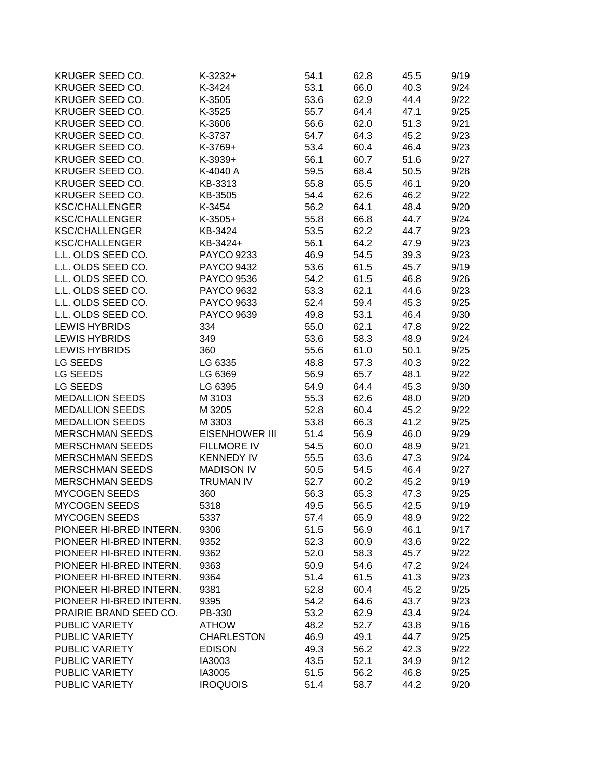| | | | | | |
|---|---|---|---|---|---|
| KRUGER SEED CO. | K-3232+ | 54.1 | 62.8 | 45.5 | 9/19 |
| KRUGER SEED CO. | K-3424 | 53.1 | 66.0 | 40.3 | 9/24 |
| KRUGER SEED CO. | K-3505 | 53.6 | 62.9 | 44.4 | 9/22 |
| KRUGER SEED CO. | K-3525 | 55.7 | 64.4 | 47.1 | 9/25 |
| KRUGER SEED CO. | K-3606 | 56.6 | 62.0 | 51.3 | 9/21 |
| KRUGER SEED CO. | K-3737 | 54.7 | 64.3 | 45.2 | 9/23 |
| KRUGER SEED CO. | K-3769+ | 53.4 | 60.4 | 46.4 | 9/23 |
| KRUGER SEED CO. | K-3939+ | 56.1 | 60.7 | 51.6 | 9/27 |
| KRUGER SEED CO. | K-4040 A | 59.5 | 68.4 | 50.5 | 9/28 |
| KRUGER SEED CO. | KB-3313 | 55.8 | 65.5 | 46.1 | 9/20 |
| KRUGER SEED CO. | KB-3505 | 54.4 | 62.6 | 46.2 | 9/22 |
| KSC/CHALLENGER | K-3454 | 56.2 | 64.1 | 48.4 | 9/20 |
| KSC/CHALLENGER | K-3505+ | 55.8 | 66.8 | 44.7 | 9/24 |
| KSC/CHALLENGER | KB-3424 | 53.5 | 62.2 | 44.7 | 9/23 |
| KSC/CHALLENGER | KB-3424+ | 56.1 | 64.2 | 47.9 | 9/23 |
| L.L. OLDS SEED CO. | PAYCO 9233 | 46.9 | 54.5 | 39.3 | 9/23 |
| L.L. OLDS SEED CO. | PAYCO 9432 | 53.6 | 61.5 | 45.7 | 9/19 |
| L.L. OLDS SEED CO. | PAYCO 9536 | 54.2 | 61.5 | 46.8 | 9/26 |
| L.L. OLDS SEED CO. | PAYCO 9632 | 53.3 | 62.1 | 44.6 | 9/23 |
| L.L. OLDS SEED CO. | PAYCO 9633 | 52.4 | 59.4 | 45.3 | 9/25 |
| L.L. OLDS SEED CO. | PAYCO 9639 | 49.8 | 53.1 | 46.4 | 9/30 |
| LEWIS HYBRIDS | 334 | 55.0 | 62.1 | 47.8 | 9/22 |
| LEWIS HYBRIDS | 349 | 53.6 | 58.3 | 48.9 | 9/24 |
| LEWIS HYBRIDS | 360 | 55.6 | 61.0 | 50.1 | 9/25 |
| LG SEEDS | LG 6335 | 48.8 | 57.3 | 40.3 | 9/22 |
| LG SEEDS | LG 6369 | 56.9 | 65.7 | 48.1 | 9/22 |
| LG SEEDS | LG 6395 | 54.9 | 64.4 | 45.3 | 9/30 |
| MEDALLION SEEDS | M 3103 | 55.3 | 62.6 | 48.0 | 9/20 |
| MEDALLION SEEDS | M 3205 | 52.8 | 60.4 | 45.2 | 9/22 |
| MEDALLION SEEDS | M 3303 | 53.8 | 66.3 | 41.2 | 9/25 |
| MERSCHMAN SEEDS | EISENHOWER III | 51.4 | 56.9 | 46.0 | 9/29 |
| MERSCHMAN SEEDS | FILLMORE IV | 54.5 | 60.0 | 48.9 | 9/21 |
| MERSCHMAN SEEDS | KENNEDY IV | 55.5 | 63.6 | 47.3 | 9/24 |
| MERSCHMAN SEEDS | MADISON IV | 50.5 | 54.5 | 46.4 | 9/27 |
| MERSCHMAN SEEDS | TRUMAN IV | 52.7 | 60.2 | 45.2 | 9/19 |
| MYCOGEN SEEDS | 360 | 56.3 | 65.3 | 47.3 | 9/25 |
| MYCOGEN SEEDS | 5318 | 49.5 | 56.5 | 42.5 | 9/19 |
| MYCOGEN SEEDS | 5337 | 57.4 | 65.9 | 48.9 | 9/22 |
| PIONEER HI-BRED INTERN. | 9306 | 51.5 | 56.9 | 46.1 | 9/17 |
| PIONEER HI-BRED INTERN. | 9352 | 52.3 | 60.9 | 43.6 | 9/22 |
| PIONEER HI-BRED INTERN. | 9362 | 52.0 | 58.3 | 45.7 | 9/22 |
| PIONEER HI-BRED INTERN. | 9363 | 50.9 | 54.6 | 47.2 | 9/24 |
| PIONEER HI-BRED INTERN. | 9364 | 51.4 | 61.5 | 41.3 | 9/23 |
| PIONEER HI-BRED INTERN. | 9381 | 52.8 | 60.4 | 45.2 | 9/25 |
| PIONEER HI-BRED INTERN. | 9395 | 54.2 | 64.6 | 43.7 | 9/23 |
| PRAIRIE BRAND SEED CO. | PB-330 | 53.2 | 62.9 | 43.4 | 9/24 |
| PUBLIC VARIETY | ATHOW | 48.2 | 52.7 | 43.8 | 9/16 |
| PUBLIC VARIETY | CHARLESTON | 46.9 | 49.1 | 44.7 | 9/25 |
| PUBLIC VARIETY | EDISON | 49.3 | 56.2 | 42.3 | 9/22 |
| PUBLIC VARIETY | IA3003 | 43.5 | 52.1 | 34.9 | 9/12 |
| PUBLIC VARIETY | IA3005 | 51.5 | 56.2 | 46.8 | 9/25 |
| PUBLIC VARIETY | IROQUOIS | 51.4 | 58.7 | 44.2 | 9/20 |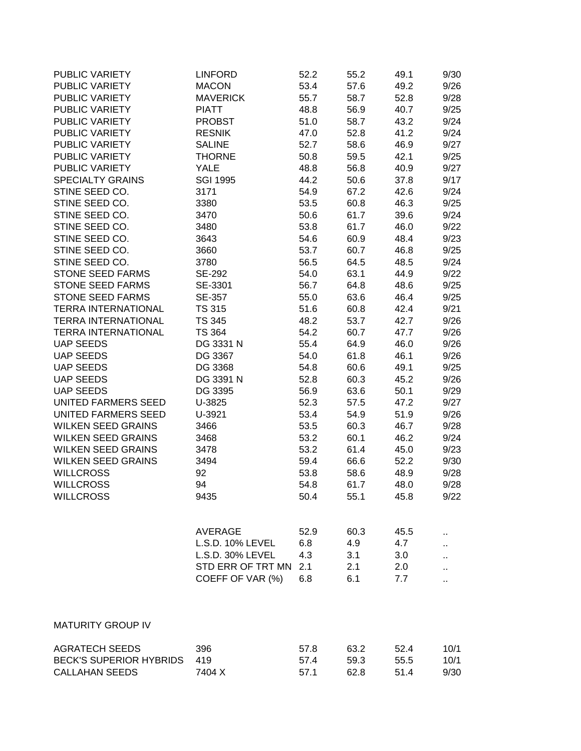| | | | | | |
|---|---|---|---|---|---|
| PUBLIC VARIETY | LINFORD | 52.2 | 55.2 | 49.1 | 9/30 |
| PUBLIC VARIETY | MACON | 53.4 | 57.6 | 49.2 | 9/26 |
| PUBLIC VARIETY | MAVERICK | 55.7 | 58.7 | 52.8 | 9/28 |
| PUBLIC VARIETY | PIATT | 48.8 | 56.9 | 40.7 | 9/25 |
| PUBLIC VARIETY | PROBST | 51.0 | 58.7 | 43.2 | 9/24 |
| PUBLIC VARIETY | RESNIK | 47.0 | 52.8 | 41.2 | 9/24 |
| PUBLIC VARIETY | SALINE | 52.7 | 58.6 | 46.9 | 9/27 |
| PUBLIC VARIETY | THORNE | 50.8 | 59.5 | 42.1 | 9/25 |
| PUBLIC VARIETY | YALE | 48.8 | 56.8 | 40.9 | 9/27 |
| SPECIALTY GRAINS | SGI 1995 | 44.2 | 50.6 | 37.8 | 9/17 |
| STINE SEED CO. | 3171 | 54.9 | 67.2 | 42.6 | 9/24 |
| STINE SEED CO. | 3380 | 53.5 | 60.8 | 46.3 | 9/25 |
| STINE SEED CO. | 3470 | 50.6 | 61.7 | 39.6 | 9/24 |
| STINE SEED CO. | 3480 | 53.8 | 61.7 | 46.0 | 9/22 |
| STINE SEED CO. | 3643 | 54.6 | 60.9 | 48.4 | 9/23 |
| STINE SEED CO. | 3660 | 53.7 | 60.7 | 46.8 | 9/25 |
| STINE SEED CO. | 3780 | 56.5 | 64.5 | 48.5 | 9/24 |
| STONE SEED FARMS | SE-292 | 54.0 | 63.1 | 44.9 | 9/22 |
| STONE SEED FARMS | SE-3301 | 56.7 | 64.8 | 48.6 | 9/25 |
| STONE SEED FARMS | SE-357 | 55.0 | 63.6 | 46.4 | 9/25 |
| TERRA INTERNATIONAL | TS 315 | 51.6 | 60.8 | 42.4 | 9/21 |
| TERRA INTERNATIONAL | TS 345 | 48.2 | 53.7 | 42.7 | 9/26 |
| TERRA INTERNATIONAL | TS 364 | 54.2 | 60.7 | 47.7 | 9/26 |
| UAP SEEDS | DG 3331 N | 55.4 | 64.9 | 46.0 | 9/26 |
| UAP SEEDS | DG 3367 | 54.0 | 61.8 | 46.1 | 9/26 |
| UAP SEEDS | DG 3368 | 54.8 | 60.6 | 49.1 | 9/25 |
| UAP SEEDS | DG 3391 N | 52.8 | 60.3 | 45.2 | 9/26 |
| UAP SEEDS | DG 3395 | 56.9 | 63.6 | 50.1 | 9/29 |
| UNITED FARMERS SEED | U-3825 | 52.3 | 57.5 | 47.2 | 9/27 |
| UNITED FARMERS SEED | U-3921 | 53.4 | 54.9 | 51.9 | 9/26 |
| WILKEN SEED GRAINS | 3466 | 53.5 | 60.3 | 46.7 | 9/28 |
| WILKEN SEED GRAINS | 3468 | 53.2 | 60.1 | 46.2 | 9/24 |
| WILKEN SEED GRAINS | 3478 | 53.2 | 61.4 | 45.0 | 9/23 |
| WILKEN SEED GRAINS | 3494 | 59.4 | 66.6 | 52.2 | 9/30 |
| WILLCROSS | 92 | 53.8 | 58.6 | 48.9 | 9/28 |
| WILLCROSS | 94 | 54.8 | 61.7 | 48.0 | 9/28 |
| WILLCROSS | 9435 | 50.4 | 55.1 | 45.8 | 9/22 |
| | | | | | |
| | AVERAGE | 52.9 | 60.3 | 45.5 | .. |
| | L.S.D. 10% LEVEL | 6.8 | 4.9 | 4.7 | .. |
| | L.S.D. 30% LEVEL | 4.3 | 3.1 | 3.0 | .. |
| | STD ERR OF TRT MN | 2.1 | 2.1 | 2.0 | .. |
| | COEFF OF VAR (%) | 6.8 | 6.1 | 7.7 | .. |

MATURITY GROUP IV

| | | | | | |
|---|---|---|---|---|---|
| AGRATECH SEEDS | 396 | 57.8 | 63.2 | 52.4 | 10/1 |
| BECK'S SUPERIOR HYBRIDS | 419 | 57.4 | 59.3 | 55.5 | 10/1 |
| CALLAHAN SEEDS | 7404 X | 57.1 | 62.8 | 51.4 | 9/30 |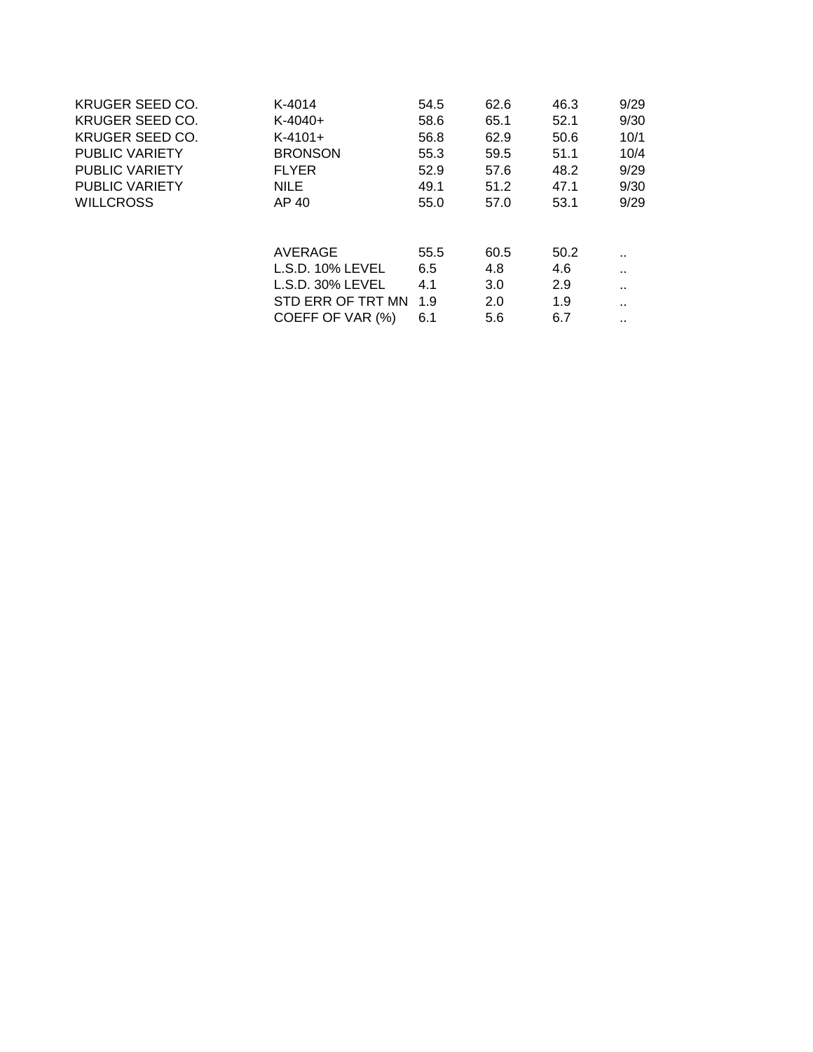| | | | | | |
|---|---|---|---|---|---|
| KRUGER SEED CO. | K-4014 | 54.5 | 62.6 | 46.3 | 9/29 |
| KRUGER SEED CO. | K-4040+ | 58.6 | 65.1 | 52.1 | 9/30 |
| KRUGER SEED CO. | K-4101+ | 56.8 | 62.9 | 50.6 | 10/1 |
| PUBLIC VARIETY | BRONSON | 55.3 | 59.5 | 51.1 | 10/4 |
| PUBLIC VARIETY | FLYER | 52.9 | 57.6 | 48.2 | 9/29 |
| PUBLIC VARIETY | NILE | 49.1 | 51.2 | 47.1 | 9/30 |
| WILLCROSS | AP 40 | 55.0 | 57.0 | 53.1 | 9/29 |
| | | | | | |
| | AVERAGE | 55.5 | 60.5 | 50.2 | .. |
| | L.S.D. 10% LEVEL | 6.5 | 4.8 | 4.6 | .. |
| | L.S.D. 30% LEVEL | 4.1 | 3.0 | 2.9 | .. |
| | STD ERR OF TRT MN | 1.9 | 2.0 | 1.9 | .. |
| | COEFF OF VAR (%) | 6.1 | 5.6 | 6.7 | .. |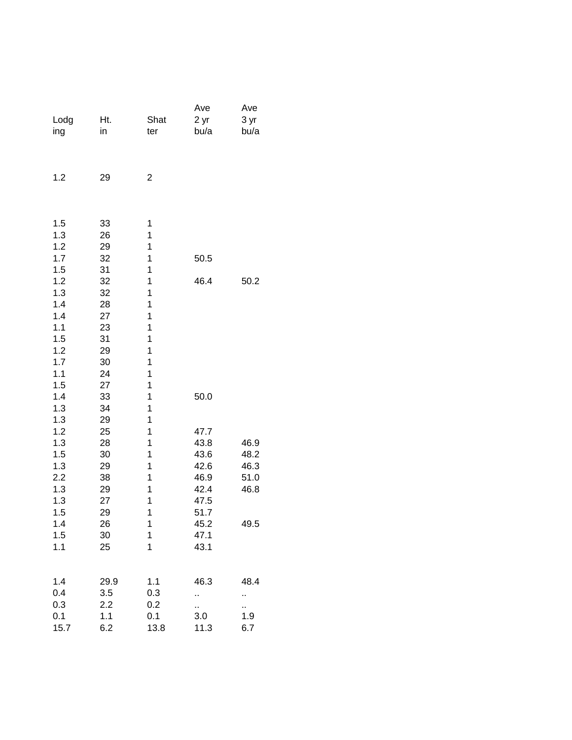| Lodging | Ht. in | Shatter | Ave 2 yr bu/a | Ave 3 yr bu/a |
|---|---|---|---|---|
| 1.2 | 29 | 2 | | |
| | | | | |
| 1.5 | 33 | 1 | | |
| 1.3 | 26 | 1 | | |
| 1.2 | 29 | 1 | | |
| 1.7 | 32 | 1 | 50.5 | |
| 1.5 | 31 | 1 | | |
| 1.2 | 32 | 1 | 46.4 | 50.2 |
| 1.3 | 32 | 1 | | |
| 1.4 | 28 | 1 | | |
| 1.4 | 27 | 1 | | |
| 1.1 | 23 | 1 | | |
| 1.5 | 31 | 1 | | |
| 1.2 | 29 | 1 | | |
| 1.7 | 30 | 1 | | |
| 1.1 | 24 | 1 | | |
| 1.5 | 27 | 1 | | |
| 1.4 | 33 | 1 | 50.0 | |
| 1.3 | 34 | 1 | | |
| 1.3 | 29 | 1 | | |
| 1.2 | 25 | 1 | 47.7 | |
| 1.3 | 28 | 1 | 43.8 | 46.9 |
| 1.5 | 30 | 1 | 43.6 | 48.2 |
| 1.3 | 29 | 1 | 42.6 | 46.3 |
| 2.2 | 38 | 1 | 46.9 | 51.0 |
| 1.3 | 29 | 1 | 42.4 | 46.8 |
| 1.3 | 27 | 1 | 47.5 | |
| 1.5 | 29 | 1 | 51.7 | |
| 1.4 | 26 | 1 | 45.2 | 49.5 |
| 1.5 | 30 | 1 | 47.1 | |
| 1.1 | 25 | 1 | 43.1 | |
| | | | | |
| 1.4 | 29.9 | 1.1 | 46.3 | 48.4 |
| 0.4 | 3.5 | 0.3 | .. | .. |
| 0.3 | 2.2 | 0.2 | .. | .. |
| 0.1 | 1.1 | 0.1 | 3.0 | 1.9 |
| 15.7 | 6.2 | 13.8 | 11.3 | 6.7 |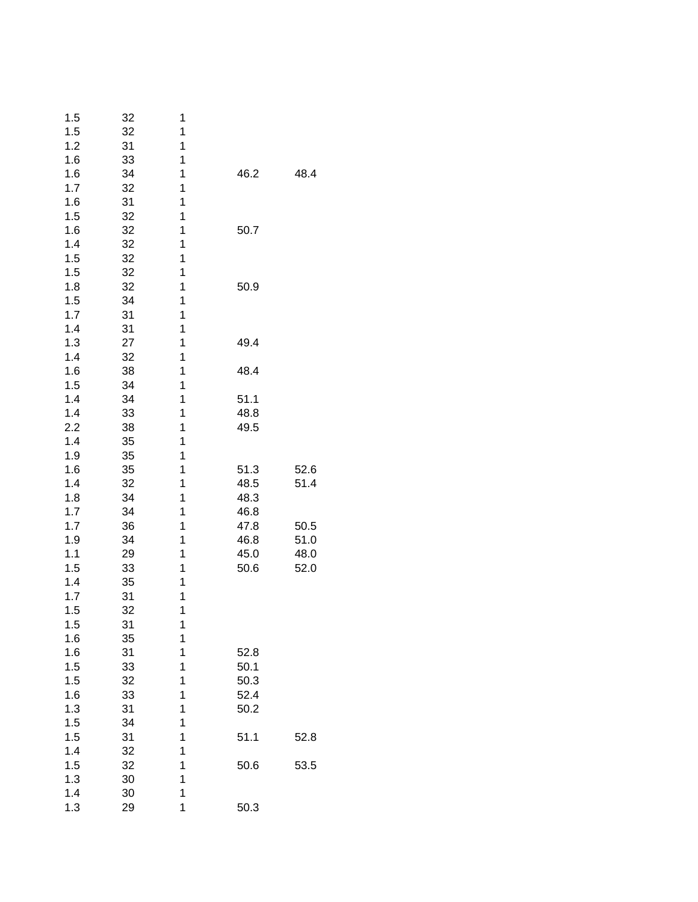| | | | | |
|---|---|---|---|---|
| 1.5 | 32 | 1 | | |
| 1.5 | 32 | 1 | | |
| 1.2 | 31 | 1 | | |
| 1.6 | 33 | 1 | | |
| 1.6 | 34 | 1 | 46.2 | 48.4 |
| 1.7 | 32 | 1 | | |
| 1.6 | 31 | 1 | | |
| 1.5 | 32 | 1 | | |
| 1.6 | 32 | 1 | 50.7 | |
| 1.4 | 32 | 1 | | |
| 1.5 | 32 | 1 | | |
| 1.5 | 32 | 1 | | |
| 1.8 | 32 | 1 | 50.9 | |
| 1.5 | 34 | 1 | | |
| 1.7 | 31 | 1 | | |
| 1.4 | 31 | 1 | | |
| 1.3 | 27 | 1 | 49.4 | |
| 1.4 | 32 | 1 | | |
| 1.6 | 38 | 1 | 48.4 | |
| 1.5 | 34 | 1 | | |
| 1.4 | 34 | 1 | 51.1 | |
| 1.4 | 33 | 1 | 48.8 | |
| 2.2 | 38 | 1 | 49.5 | |
| 1.4 | 35 | 1 | | |
| 1.9 | 35 | 1 | | |
| 1.6 | 35 | 1 | 51.3 | 52.6 |
| 1.4 | 32 | 1 | 48.5 | 51.4 |
| 1.8 | 34 | 1 | 48.3 | |
| 1.7 | 34 | 1 | 46.8 | |
| 1.7 | 36 | 1 | 47.8 | 50.5 |
| 1.9 | 34 | 1 | 46.8 | 51.0 |
| 1.1 | 29 | 1 | 45.0 | 48.0 |
| 1.5 | 33 | 1 | 50.6 | 52.0 |
| 1.4 | 35 | 1 | | |
| 1.7 | 31 | 1 | | |
| 1.5 | 32 | 1 | | |
| 1.5 | 31 | 1 | | |
| 1.6 | 35 | 1 | | |
| 1.6 | 31 | 1 | 52.8 | |
| 1.5 | 33 | 1 | 50.1 | |
| 1.5 | 32 | 1 | 50.3 | |
| 1.6 | 33 | 1 | 52.4 | |
| 1.3 | 31 | 1 | 50.2 | |
| 1.5 | 34 | 1 | | |
| 1.5 | 31 | 1 | 51.1 | 52.8 |
| 1.4 | 32 | 1 | | |
| 1.5 | 32 | 1 | 50.6 | 53.5 |
| 1.3 | 30 | 1 | | |
| 1.4 | 30 | 1 | | |
| 1.3 | 29 | 1 | 50.3 | |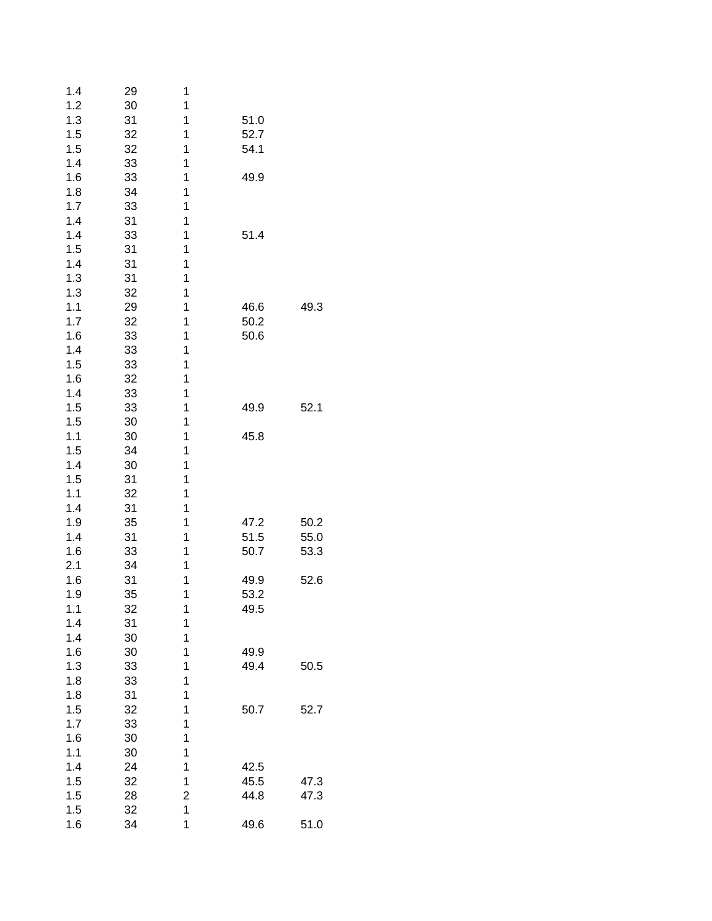| | | | | |
|---|---|---|---|---|
| 1.4 | 29 | 1 | | |
| 1.2 | 30 | 1 | | |
| 1.3 | 31 | 1 | 51.0 | |
| 1.5 | 32 | 1 | 52.7 | |
| 1.5 | 32 | 1 | 54.1 | |
| 1.4 | 33 | 1 | | |
| 1.6 | 33 | 1 | 49.9 | |
| 1.8 | 34 | 1 | | |
| 1.7 | 33 | 1 | | |
| 1.4 | 31 | 1 | | |
| 1.4 | 33 | 1 | 51.4 | |
| 1.5 | 31 | 1 | | |
| 1.4 | 31 | 1 | | |
| 1.3 | 31 | 1 | | |
| 1.3 | 32 | 1 | | |
| 1.1 | 29 | 1 | 46.6 | 49.3 |
| 1.7 | 32 | 1 | 50.2 | |
| 1.6 | 33 | 1 | 50.6 | |
| 1.4 | 33 | 1 | | |
| 1.5 | 33 | 1 | | |
| 1.6 | 32 | 1 | | |
| 1.4 | 33 | 1 | | |
| 1.5 | 33 | 1 | 49.9 | 52.1 |
| 1.5 | 30 | 1 | | |
| 1.1 | 30 | 1 | 45.8 | |
| 1.5 | 34 | 1 | | |
| 1.4 | 30 | 1 | | |
| 1.5 | 31 | 1 | | |
| 1.1 | 32 | 1 | | |
| 1.4 | 31 | 1 | | |
| 1.9 | 35 | 1 | 47.2 | 50.2 |
| 1.4 | 31 | 1 | 51.5 | 55.0 |
| 1.6 | 33 | 1 | 50.7 | 53.3 |
| 2.1 | 34 | 1 | | |
| 1.6 | 31 | 1 | 49.9 | 52.6 |
| 1.9 | 35 | 1 | 53.2 | |
| 1.1 | 32 | 1 | 49.5 | |
| 1.4 | 31 | 1 | | |
| 1.4 | 30 | 1 | | |
| 1.6 | 30 | 1 | 49.9 | |
| 1.3 | 33 | 1 | 49.4 | 50.5 |
| 1.8 | 33 | 1 | | |
| 1.8 | 31 | 1 | | |
| 1.5 | 32 | 1 | 50.7 | 52.7 |
| 1.7 | 33 | 1 | | |
| 1.6 | 30 | 1 | | |
| 1.1 | 30 | 1 | | |
| 1.4 | 24 | 1 | 42.5 | |
| 1.5 | 32 | 1 | 45.5 | 47.3 |
| 1.5 | 28 | 2 | 44.8 | 47.3 |
| 1.5 | 32 | 1 | | |
| 1.6 | 34 | 1 | 49.6 | 51.0 |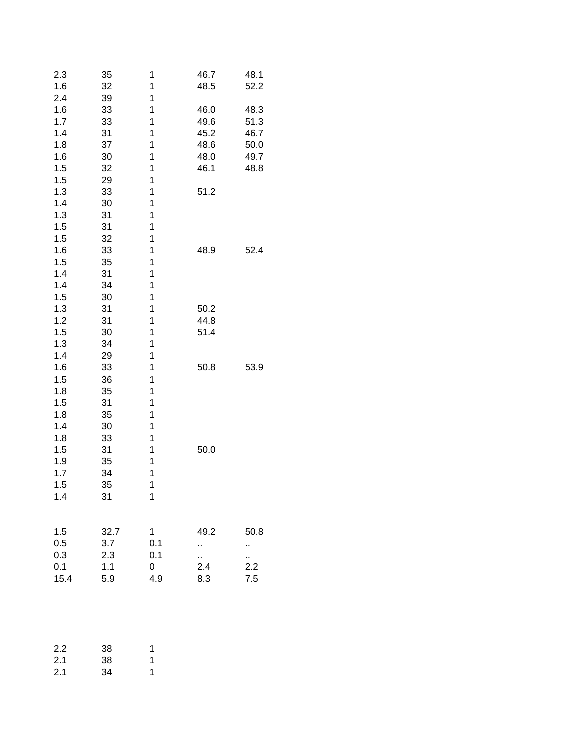| | | | | |
|---|---|---|---|---|
| 2.3 | 35 | 1 | 46.7 | 48.1 |
| 1.6 | 32 | 1 | 48.5 | 52.2 |
| 2.4 | 39 | 1 | | |
| 1.6 | 33 | 1 | 46.0 | 48.3 |
| 1.7 | 33 | 1 | 49.6 | 51.3 |
| 1.4 | 31 | 1 | 45.2 | 46.7 |
| 1.8 | 37 | 1 | 48.6 | 50.0 |
| 1.6 | 30 | 1 | 48.0 | 49.7 |
| 1.5 | 32 | 1 | 46.1 | 48.8 |
| 1.5 | 29 | 1 | | |
| 1.3 | 33 | 1 | 51.2 | |
| 1.4 | 30 | 1 | | |
| 1.3 | 31 | 1 | | |
| 1.5 | 31 | 1 | | |
| 1.5 | 32 | 1 | | |
| 1.6 | 33 | 1 | 48.9 | 52.4 |
| 1.5 | 35 | 1 | | |
| 1.4 | 31 | 1 | | |
| 1.4 | 34 | 1 | | |
| 1.5 | 30 | 1 | | |
| 1.3 | 31 | 1 | 50.2 | |
| 1.2 | 31 | 1 | 44.8 | |
| 1.5 | 30 | 1 | 51.4 | |
| 1.3 | 34 | 1 | | |
| 1.4 | 29 | 1 | | |
| 1.6 | 33 | 1 | 50.8 | 53.9 |
| 1.5 | 36 | 1 | | |
| 1.8 | 35 | 1 | | |
| 1.5 | 31 | 1 | | |
| 1.8 | 35 | 1 | | |
| 1.4 | 30 | 1 | | |
| 1.8 | 33 | 1 | | |
| 1.5 | 31 | 1 | 50.0 | |
| 1.9 | 35 | 1 | | |
| 1.7 | 34 | 1 | | |
| 1.5 | 35 | 1 | | |
| 1.4 | 31 | 1 | | |

| | | | | |
|---|---|---|---|---|
| 1.5 | 32.7 | 1 | 49.2 | 50.8 |
| 0.5 | 3.7 | 0.1 | .. | .. |
| 0.3 | 2.3 | 0.1 | .. | .. |
| 0.1 | 1.1 | 0 | 2.4 | 2.2 |
| 15.4 | 5.9 | 4.9 | 8.3 | 7.5 |

| | | |
|---|---|---|
| 2.2 | 38 | 1 |
| 2.1 | 38 | 1 |
| 2.1 | 34 | 1 |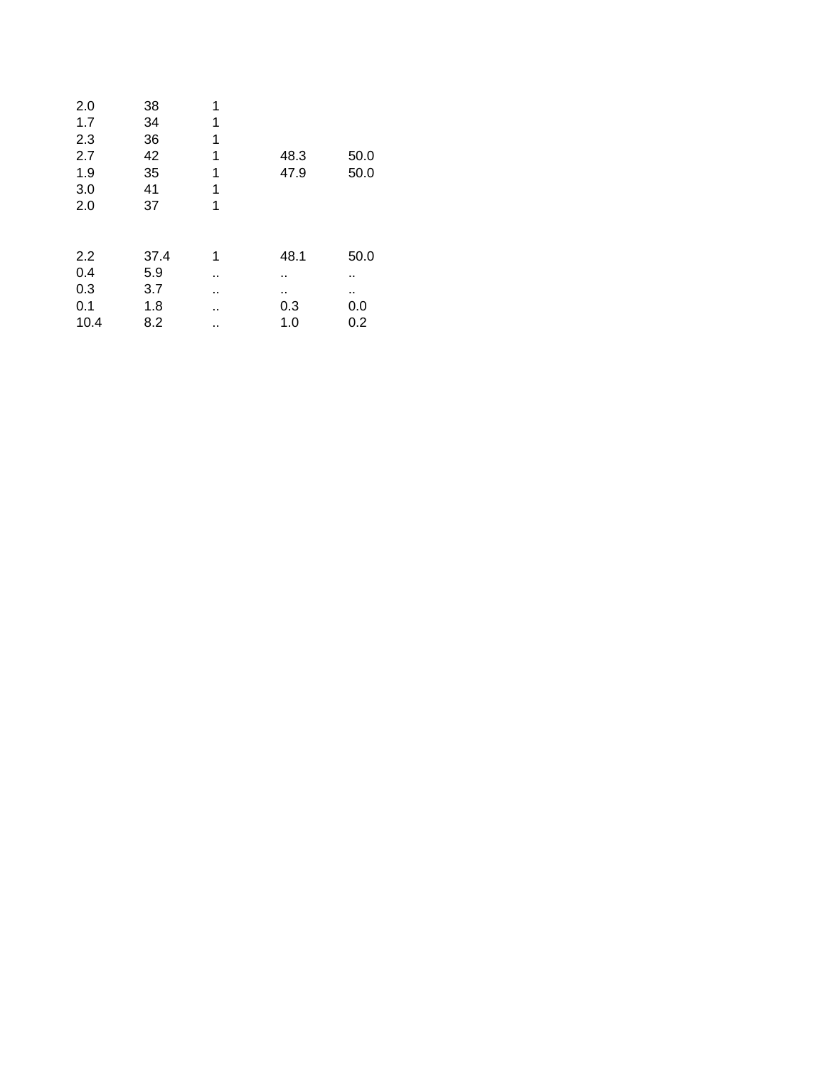| | | | | |
|---|---|---|---|---|
| 2.0 | 38 | 1 | | |
| 1.7 | 34 | 1 | | |
| 2.3 | 36 | 1 | | |
| 2.7 | 42 | 1 | 48.3 | 50.0 |
| 1.9 | 35 | 1 | 47.9 | 50.0 |
| 3.0 | 41 | 1 | | |
| 2.0 | 37 | 1 | | |

| | | | | |
|---|---|---|---|---|
| 2.2 | 37.4 | 1 | 48.1 | 50.0 |
| 0.4 | 5.9 | .. | .. | .. |
| 0.3 | 3.7 | .. | .. | .. |
| 0.1 | 1.8 | .. | 0.3 | 0.0 |
| 10.4 | 8.2 | .. | 1.0 | 0.2 |